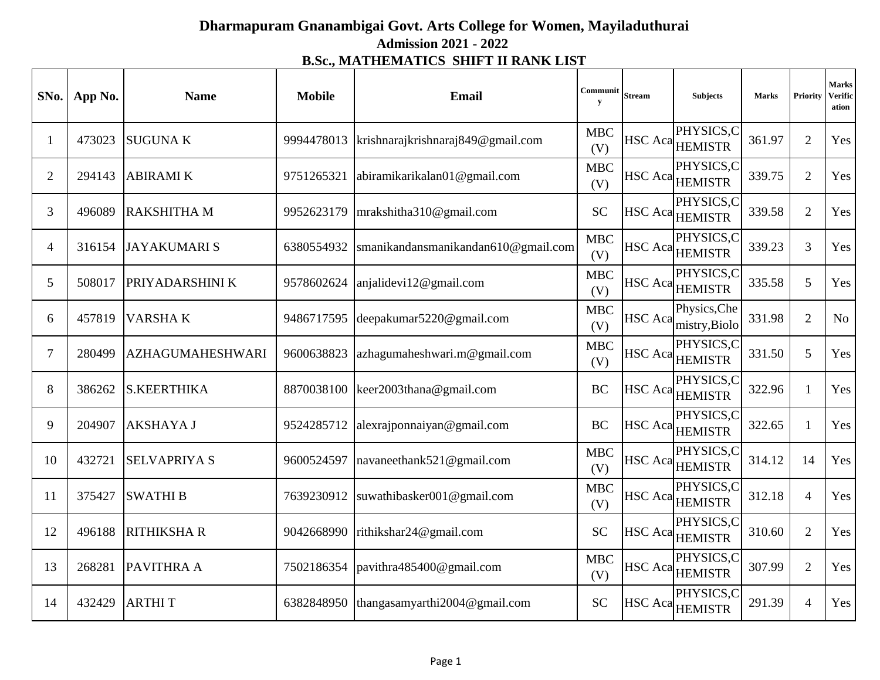# Dharmapuram Gnanambigai Govt. Arts College for Women, Mayiladuthurai

## Admission 2021 - 2022

## B.Sc., MATHEMATICS SHIFT II RANK LIST

| SNo. | App No. | Name | Mobile | Email | Community | Stream | Subjects | Marks | Priority | Marks Verification |
|---|---|---|---|---|---|---|---|---|---|---|
| 1 | 473023 | SUGUNA K | 9994478013 | krishnarajkrishnaraj849@gmail.com | MBC (V) | HSC Aca | PHYSICS,CHEMISTR | 361.97 | 2 | Yes |
| 2 | 294143 | ABIRAMI K | 9751265321 | abiramikarikalan01@gmail.com | MBC (V) | HSC Aca | PHYSICS,CHEMISTR | 339.75 | 2 | Yes |
| 3 | 496089 | RAKSHITHA M | 9952623179 | mrakshitha310@gmail.com | SC | HSC Aca | PHYSICS,CHEMISTR | 339.58 | 2 | Yes |
| 4 | 316154 | JAYAKUMARI S | 6380554932 | smanikandansmanikandan610@gmail.com | MBC (V) | HSC Aca | PHYSICS,CHEMISTR | 339.23 | 3 | Yes |
| 5 | 508017 | PRIYADARSHINI K | 9578602624 | anjalidevi12@gmail.com | MBC (V) | HSC Aca | PHYSICS,CHEMISTR | 335.58 | 5 | Yes |
| 6 | 457819 | VARSHA K | 9486717595 | deepakumar5220@gmail.com | MBC (V) | HSC Aca | Physics,Chemistry,Biolo | 331.98 | 2 | No |
| 7 | 280499 | AZHAGUMAHESHWARI | 9600638823 | azhagumaheshwari.m@gmail.com | MBC (V) | HSC Aca | PHYSICS,CHEMISTR | 331.50 | 5 | Yes |
| 8 | 386262 | S.KEERTHIKA | 8870038100 | keer2003thana@gmail.com | BC | HSC Aca | PHYSICS,CHEMISTR | 322.96 | 1 | Yes |
| 9 | 204907 | AKSHAYA J | 9524285712 | alexrajponnaiyan@gmail.com | BC | HSC Aca | PHYSICS,CHEMISTR | 322.65 | 1 | Yes |
| 10 | 432721 | SELVAPRIYA S | 9600524597 | navaneethank521@gmail.com | MBC (V) | HSC Aca | PHYSICS,CHEMISTR | 314.12 | 14 | Yes |
| 11 | 375427 | SWATHI B | 7639230912 | suwathibasker001@gmail.com | MBC (V) | HSC Aca | PHYSICS,CHEMISTR | 312.18 | 4 | Yes |
| 12 | 496188 | RITHIKSHA R | 9042668990 | rithikshar24@gmail.com | SC | HSC Aca | PHYSICS,CHEMISTR | 310.60 | 2 | Yes |
| 13 | 268281 | PAVITHRA A | 7502186354 | pavithra485400@gmail.com | MBC (V) | HSC Aca | PHYSICS,CHEMISTR | 307.99 | 2 | Yes |
| 14 | 432429 | ARTHI T | 6382848950 | thangasamyarthi2004@gmail.com | SC | HSC Aca | PHYSICS,CHEMISTR | 291.39 | 4 | Yes |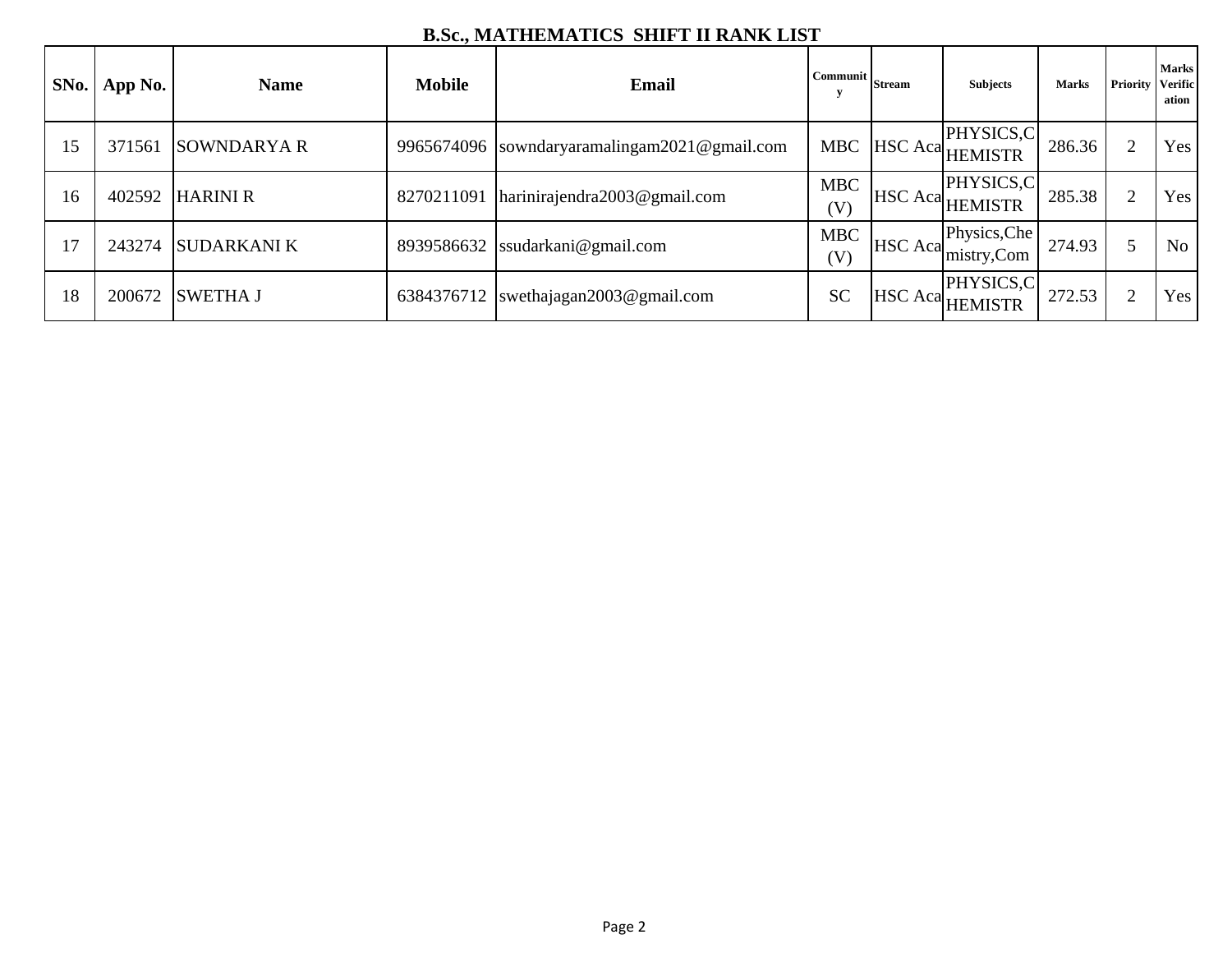# B.Sc., MATHEMATICS SHIFT II RANK LIST

| SNo. | App No. | Name | Mobile | Email | Community | Stream | Subjects | Marks | Priority | Marks Verification |
|---|---|---|---|---|---|---|---|---|---|---|
| 15 | 371561 | SOWNDARYA R | 9965674096 | sowndaryaramalingam2021@gmail.com | MBC | HSC Aca | PHYSICS,CHEMISTR | 286.36 | 2 | Yes |
| 16 | 402592 | HARINI R | 8270211091 | harinirajendra2003@gmail.com | MBC (V) | HSC Aca | PHYSICS,CHEMISTR | 285.38 | 2 | Yes |
| 17 | 243274 | SUDARKANI K | 8939586632 | ssudarkani@gmail.com | MBC (V) | HSC Aca | Physics,Chemistry,Com | 274.93 | 5 | No |
| 18 | 200672 | SWETHA J | 6384376712 | swethajagan2003@gmail.com | SC | HSC Aca | PHYSICS,CHEMISTR | 272.53 | 2 | Yes |